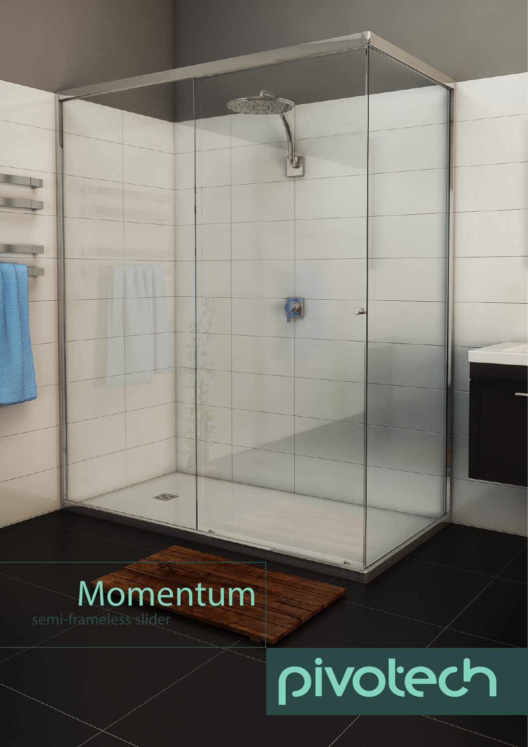# Momentum

semi-frameless slider

pivotech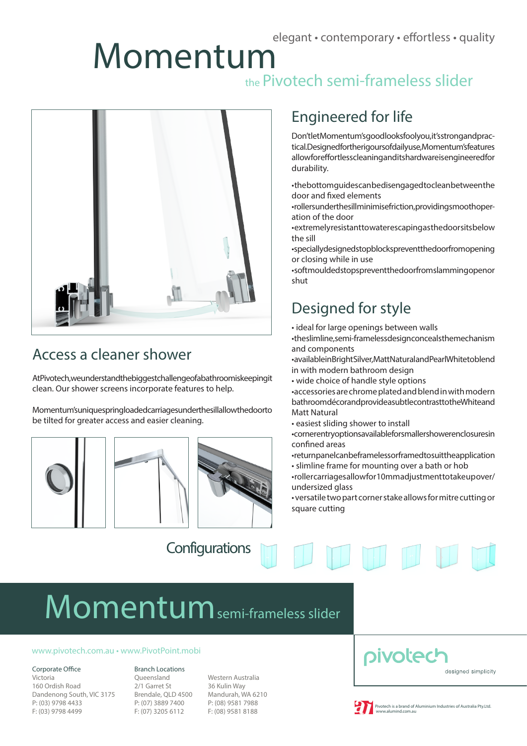elegant • contemporary • effortless • quality

# Momentum

## the Pivotech semi-frameless slider

## Engineered for life

Don't let Momentum's good looks fool you, it's strong and practical. Designed for the rigours of daily use, Momentum's features allow for effortless cleaning and its hardware is engineered for durability.

- the bottom guides can be disengaged to clean between the door and fixed elements
- rollers under the sill minimise friction, providing smooth operation of the door
- extremely resistant to water escaping as the door sits below the sill
- specially designed stop blocks prevent the door from opening or closing while in use
- soft moulded stops prevent the door from slamming open or shut

## Access a cleaner shower

At Pivotech, we understand the biggest challenge of a bathroom is keeping it clean. Our shower screens incorporate features to help.

Momentum's unique spring loaded carriages under the sill allow the door to be tilted for greater access and easier cleaning.

## Designed for style

- ideal for large openings between walls
- the slimline, semi-frameless design conceals the mechanism and components
- available in Bright Silver, Matt Natural and Pearl White to blend in with modern bathroom design
- wide choice of handle style options
- accessories are chrome plated and blend in with modern bathroom décor and provide a subtle contrast to the White and Matt Natural
- easiest sliding shower to install
- corner entry options available for smaller shower enclosures in confined areas
- return panel can be frameless or framed to suit the application
- slimline frame for mounting over a bath or hob
- roller carriages allow for 10mm adjustment to take up over/undersized glass
- versatile two part corner stake allows for mitre cutting or square cutting

## Configurations

# Momentum semi-frameless slider

www.pivotech.com.au • www.PivotPoint.mobi

Corporate Office
Victoria
160 Ordish Road
Dandenong South, VIC 3175
P: (03) 9798 4433
F: (03) 9798 4499

Branch Locations
Queensland
2/1 Garret St
Brendale, QLD 4500
P: (07) 3889 7400
F: (07) 3205 6112

Western Australia
36 Kulin Way
Mandurah, WA 6210
P: (08) 9581 7988
F: (08) 9581 8188

pivotech
designed simplicity

Pivotech is a brand of Aluminium Industries of Australia Pty.Ltd.
www.alumind.com.au